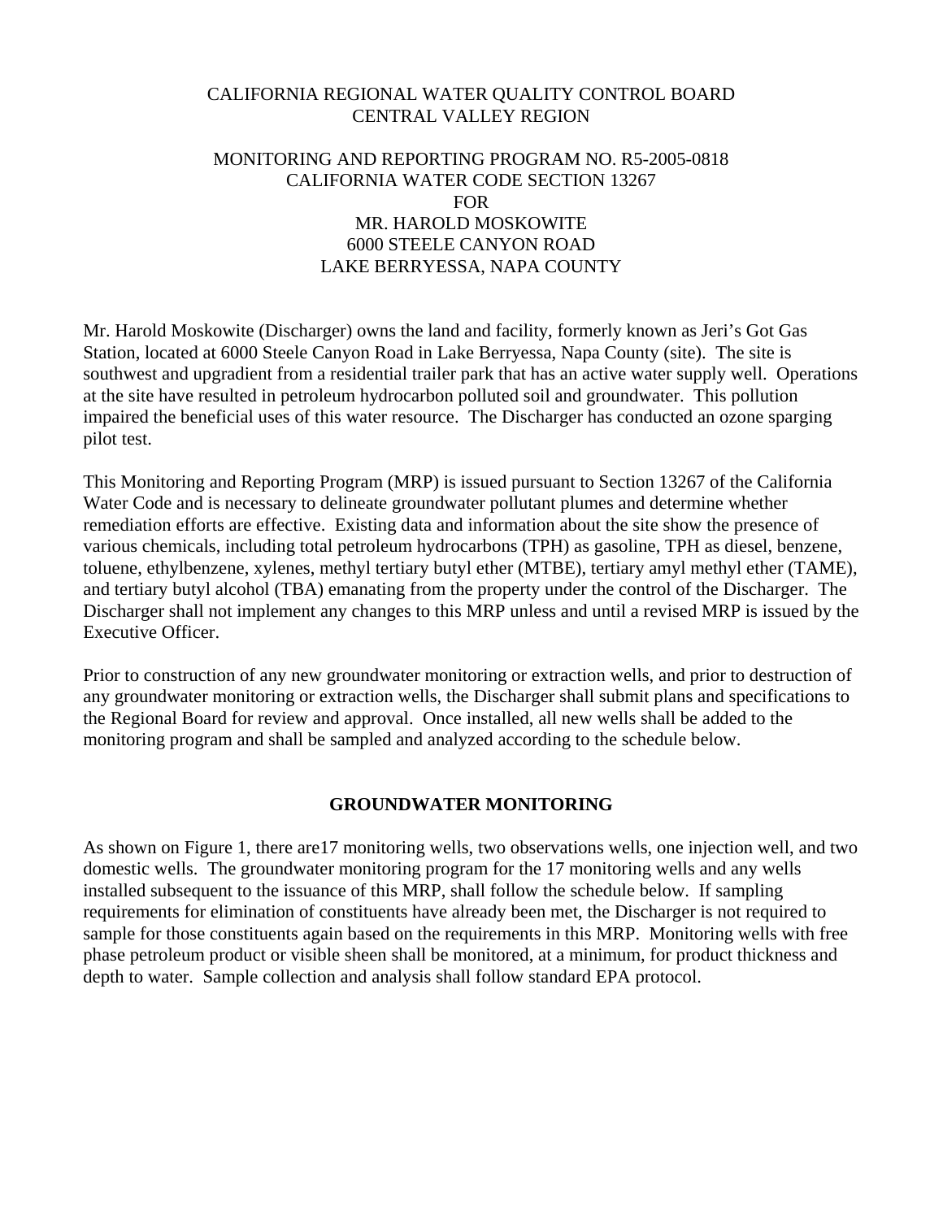CALIFORNIA REGIONAL WATER QUALITY CONTROL BOARD
CENTRAL VALLEY REGION

MONITORING AND REPORTING PROGRAM NO. R5-2005-0818
CALIFORNIA WATER CODE SECTION 13267
FOR
MR. HAROLD MOSKOWITE
6000 STEELE CANYON ROAD
LAKE BERRYESSA, NAPA COUNTY

Mr. Harold Moskowite (Discharger) owns the land and facility, formerly known as Jeri's Got Gas Station, located at 6000 Steele Canyon Road in Lake Berryessa, Napa County (site). The site is southwest and upgradient from a residential trailer park that has an active water supply well. Operations at the site have resulted in petroleum hydrocarbon polluted soil and groundwater. This pollution impaired the beneficial uses of this water resource. The Discharger has conducted an ozone sparging pilot test.

This Monitoring and Reporting Program (MRP) is issued pursuant to Section 13267 of the California Water Code and is necessary to delineate groundwater pollutant plumes and determine whether remediation efforts are effective. Existing data and information about the site show the presence of various chemicals, including total petroleum hydrocarbons (TPH) as gasoline, TPH as diesel, benzene, toluene, ethylbenzene, xylenes, methyl tertiary butyl ether (MTBE), tertiary amyl methyl ether (TAME), and tertiary butyl alcohol (TBA) emanating from the property under the control of the Discharger. The Discharger shall not implement any changes to this MRP unless and until a revised MRP is issued by the Executive Officer.

Prior to construction of any new groundwater monitoring or extraction wells, and prior to destruction of any groundwater monitoring or extraction wells, the Discharger shall submit plans and specifications to the Regional Board for review and approval. Once installed, all new wells shall be added to the monitoring program and shall be sampled and analyzed according to the schedule below.

## GROUNDWATER MONITORING

As shown on Figure 1, there are17 monitoring wells, two observations wells, one injection well, and two domestic wells. The groundwater monitoring program for the 17 monitoring wells and any wells installed subsequent to the issuance of this MRP, shall follow the schedule below. If sampling requirements for elimination of constituents have already been met, the Discharger is not required to sample for those constituents again based on the requirements in this MRP. Monitoring wells with free phase petroleum product or visible sheen shall be monitored, at a minimum, for product thickness and depth to water. Sample collection and analysis shall follow standard EPA protocol.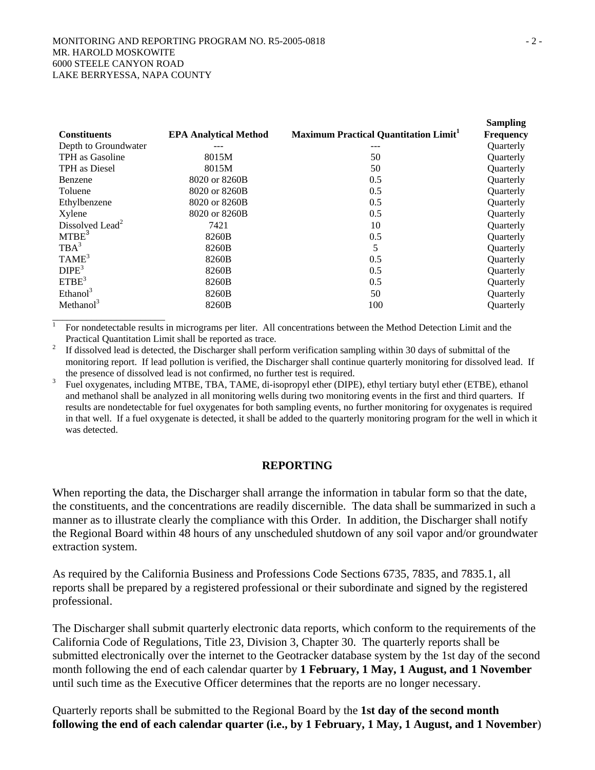| Constituents | EPA Analytical Method | Maximum Practical Quantitation Limit[1] | Sampling Frequency |
|---|---|---|---|
| Depth to Groundwater | --- | --- | Quarterly |
| TPH as Gasoline | 8015M | 50 | Quarterly |
| TPH as Diesel | 8015M | 50 | Quarterly |
| Benzene | 8020 or 8260B | 0.5 | Quarterly |
| Toluene | 8020 or 8260B | 0.5 | Quarterly |
| Ethylbenzene | 8020 or 8260B | 0.5 | Quarterly |
| Xylene | 8020 or 8260B | 0.5 | Quarterly |
| Dissolved Lead[2] | 7421 | 10 | Quarterly |
| MTBE[3] | 8260B | 0.5 | Quarterly |
| TBA[3] | 8260B | 5 | Quarterly |
| TAME[3] | 8260B | 0.5 | Quarterly |
| DIPE[3] | 8260B | 0.5 | Quarterly |
| ETBE[3] | 8260B | 0.5 | Quarterly |
| Ethanol[3] | 8260B | 50 | Quarterly |
| Methanol[3] | 8260B | 100 | Quarterly |

[1] For nondetectable results in micrograms per liter. All concentrations between the Method Detection Limit and the Practical Quantitation Limit shall be reported as trace.

[2] If dissolved lead is detected, the Discharger shall perform verification sampling within 30 days of submittal of the monitoring report. If lead pollution is verified, the Discharger shall continue quarterly monitoring for dissolved lead. If the presence of dissolved lead is not confirmed, no further test is required.

[3] Fuel oxygenates, including MTBE, TBA, TAME, di-isopropyl ether (DIPE), ethyl tertiary butyl ether (ETBE), ethanol and methanol shall be analyzed in all monitoring wells during two monitoring events in the first and third quarters. If results are nondetectable for fuel oxygenates for both sampling events, no further monitoring for oxygenates is required in that well. If a fuel oxygenate is detected, it shall be added to the quarterly monitoring program for the well in which it was detected.

## REPORTING

When reporting the data, the Discharger shall arrange the information in tabular form so that the date, the constituents, and the concentrations are readily discernible. The data shall be summarized in such a manner as to illustrate clearly the compliance with this Order. In addition, the Discharger shall notify the Regional Board within 48 hours of any unscheduled shutdown of any soil vapor and/or groundwater extraction system.

As required by the California Business and Professions Code Sections 6735, 7835, and 7835.1, all reports shall be prepared by a registered professional or their subordinate and signed by the registered professional.

The Discharger shall submit quarterly electronic data reports, which conform to the requirements of the California Code of Regulations, Title 23, Division 3, Chapter 30. The quarterly reports shall be submitted electronically over the internet to the Geotracker database system by the 1st day of the second month following the end of each calendar quarter by **1 February, 1 May, 1 August, and 1 November** until such time as the Executive Officer determines that the reports are no longer necessary.

Quarterly reports shall be submitted to the Regional Board by the **1st day of the second month following the end of each calendar quarter (i.e., by 1 February, 1 May, 1 August, and 1 November**)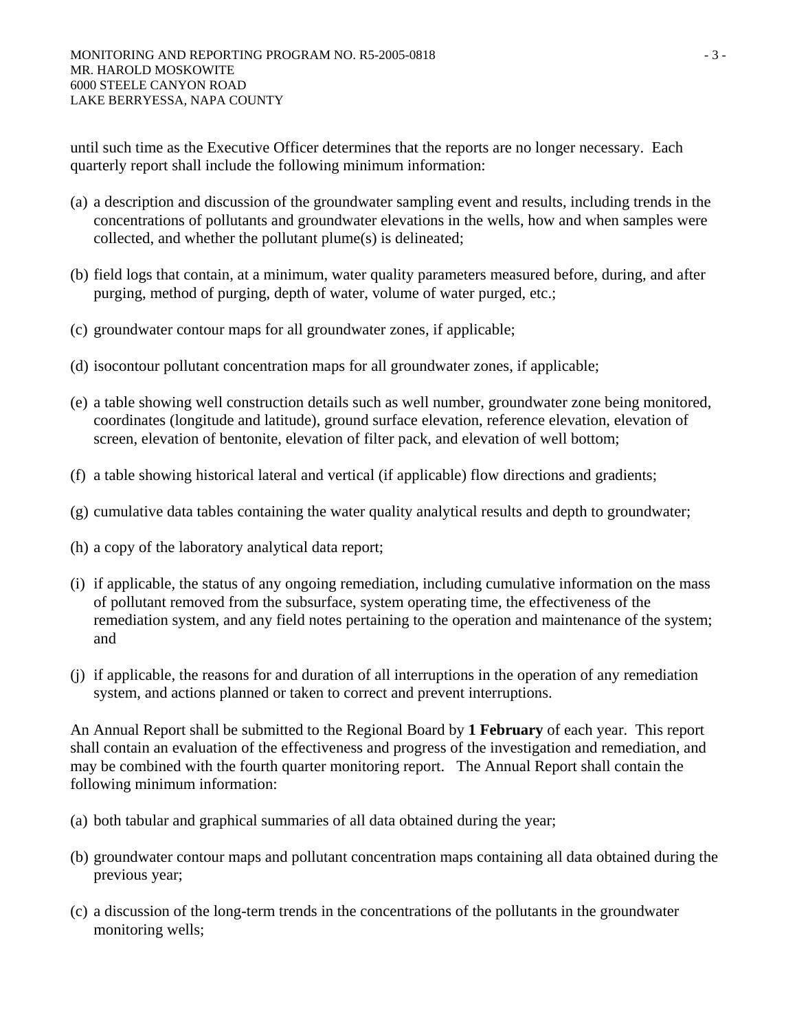until such time as the Executive Officer determines that the reports are no longer necessary. Each quarterly report shall include the following minimum information:

(a) a description and discussion of the groundwater sampling event and results, including trends in the concentrations of pollutants and groundwater elevations in the wells, how and when samples were collected, and whether the pollutant plume(s) is delineated;

(b) field logs that contain, at a minimum, water quality parameters measured before, during, and after purging, method of purging, depth of water, volume of water purged, etc.;

(c) groundwater contour maps for all groundwater zones, if applicable;

(d) isocontour pollutant concentration maps for all groundwater zones, if applicable;

(e) a table showing well construction details such as well number, groundwater zone being monitored, coordinates (longitude and latitude), ground surface elevation, reference elevation, elevation of screen, elevation of bentonite, elevation of filter pack, and elevation of well bottom;

(f) a table showing historical lateral and vertical (if applicable) flow directions and gradients;

(g) cumulative data tables containing the water quality analytical results and depth to groundwater;

(h) a copy of the laboratory analytical data report;

(i) if applicable, the status of any ongoing remediation, including cumulative information on the mass of pollutant removed from the subsurface, system operating time, the effectiveness of the remediation system, and any field notes pertaining to the operation and maintenance of the system; and

(j) if applicable, the reasons for and duration of all interruptions in the operation of any remediation system, and actions planned or taken to correct and prevent interruptions.

An Annual Report shall be submitted to the Regional Board by **1 February** of each year. This report shall contain an evaluation of the effectiveness and progress of the investigation and remediation, and may be combined with the fourth quarter monitoring report. The Annual Report shall contain the following minimum information:

(a) both tabular and graphical summaries of all data obtained during the year;

(b) groundwater contour maps and pollutant concentration maps containing all data obtained during the previous year;

(c) a discussion of the long-term trends in the concentrations of the pollutants in the groundwater monitoring wells;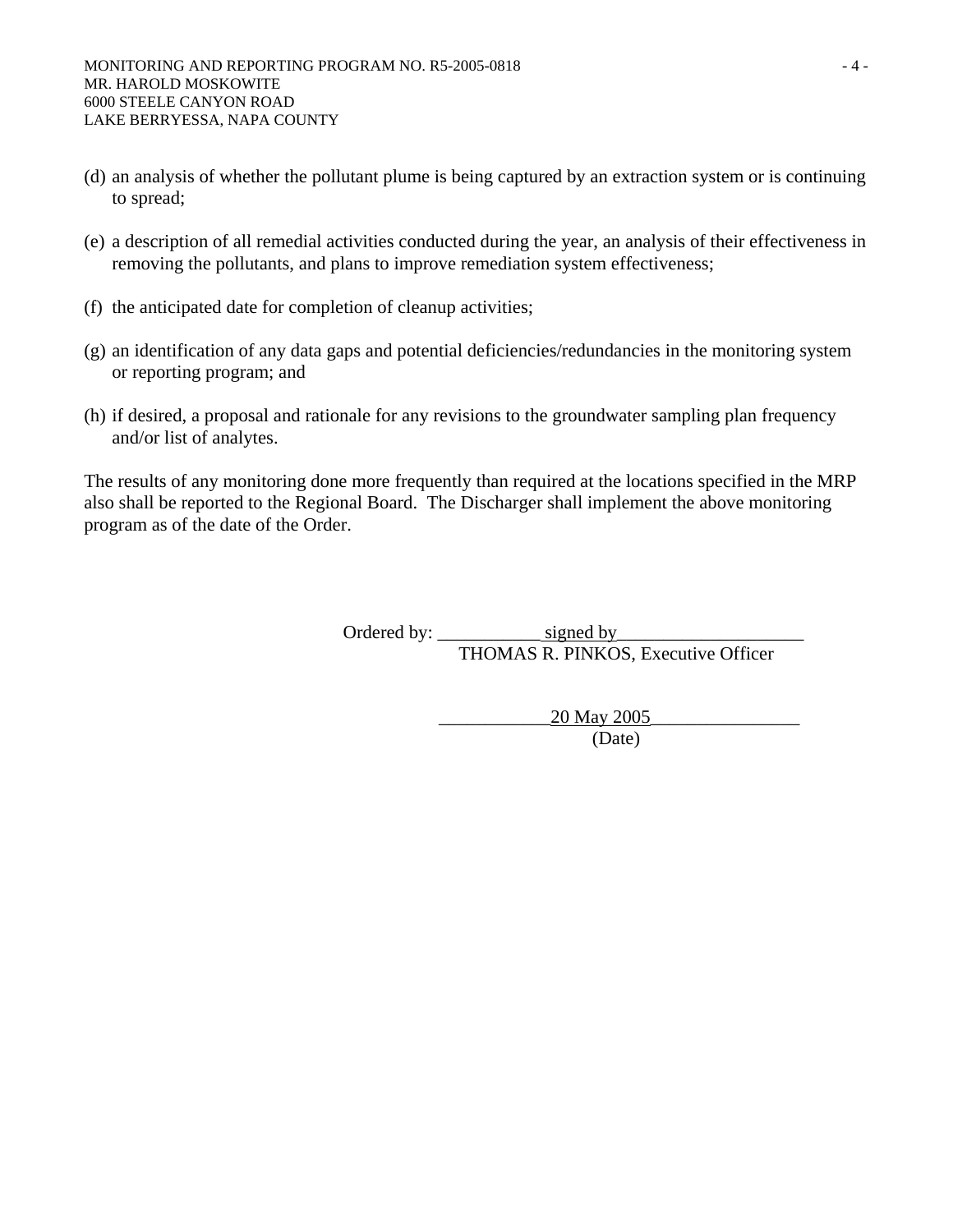(d) an analysis of whether the pollutant plume is being captured by an extraction system or is continuing to spread;

(e) a description of all remedial activities conducted during the year, an analysis of their effectiveness in removing the pollutants, and plans to improve remediation system effectiveness;

(f) the anticipated date for completion of cleanup activities;

(g) an identification of any data gaps and potential deficiencies/redundancies in the monitoring system or reporting program; and

(h) if desired, a proposal and rationale for any revisions to the groundwater sampling plan frequency and/or list of analytes.

The results of any monitoring done more frequently than required at the locations specified in the MRP also shall be reported to the Regional Board. The Discharger shall implement the above monitoring program as of the date of the Order.

Ordered by: ___________ signed by____________________
THOMAS R. PINKOS, Executive Officer

____________20 May 2005________________
(Date)